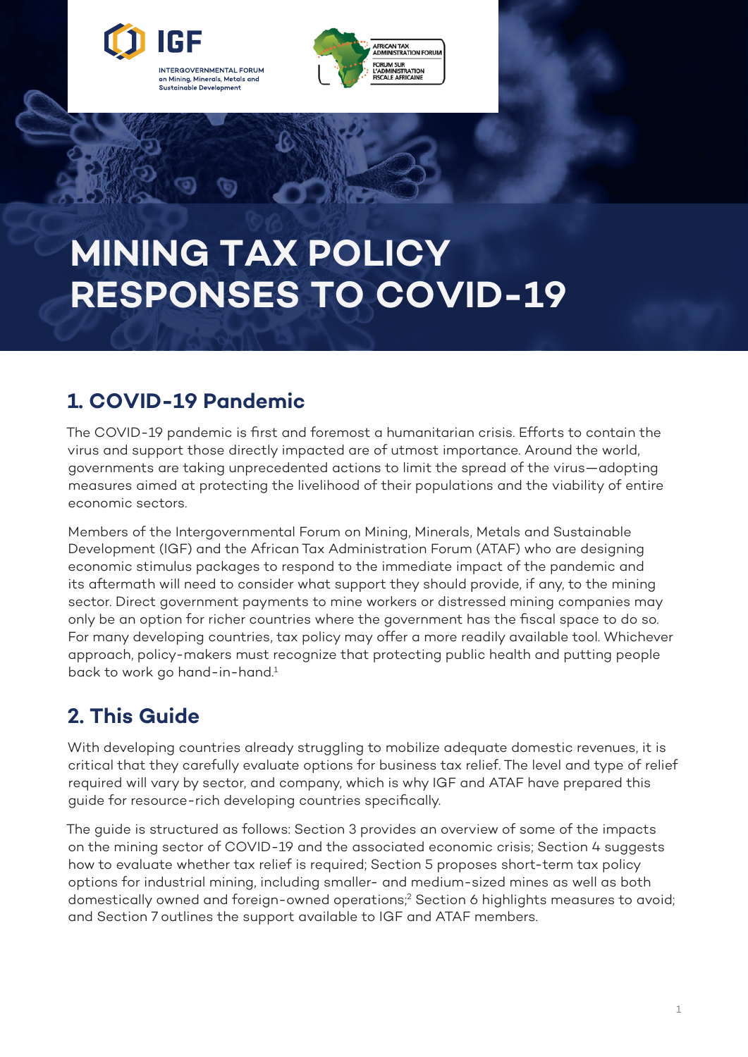# MINING TAX POLICY RESPONSES TO COVID-19

## 1. COVID-19 Pandemic

The COVID-19 pandemic is first and foremost a humanitarian crisis. Efforts to contain the virus and support those directly impacted are of utmost importance. Around the world, governments are taking unprecedented actions to limit the spread of the virus—adopting measures aimed at protecting the livelihood of their populations and the viability of entire economic sectors.

Members of the Intergovernmental Forum on Mining, Minerals, Metals and Sustainable Development (IGF) and the African Tax Administration Forum (ATAF) who are designing economic stimulus packages to respond to the immediate impact of the pandemic and its aftermath will need to consider what support they should provide, if any, to the mining sector. Direct government payments to mine workers or distressed mining companies may only be an option for richer countries where the government has the fiscal space to do so. For many developing countries, tax policy may offer a more readily available tool. Whichever approach, policy-makers must recognize that protecting public health and putting people back to work go hand-in-hand.[1]

## 2. This Guide

With developing countries already struggling to mobilize adequate domestic revenues, it is critical that they carefully evaluate options for business tax relief. The level and type of relief required will vary by sector, and company, which is why IGF and ATAF have prepared this guide for resource-rich developing countries specifically.

The guide is structured as follows: Section 3 provides an overview of some of the impacts on the mining sector of COVID-19 and the associated economic crisis; Section 4 suggests how to evaluate whether tax relief is required; Section 5 proposes short-term tax policy options for industrial mining, including smaller- and medium-sized mines as well as both domestically owned and foreign-owned operations;[2] Section 6 highlights measures to avoid; and Section 7 outlines the support available to IGF and ATAF members.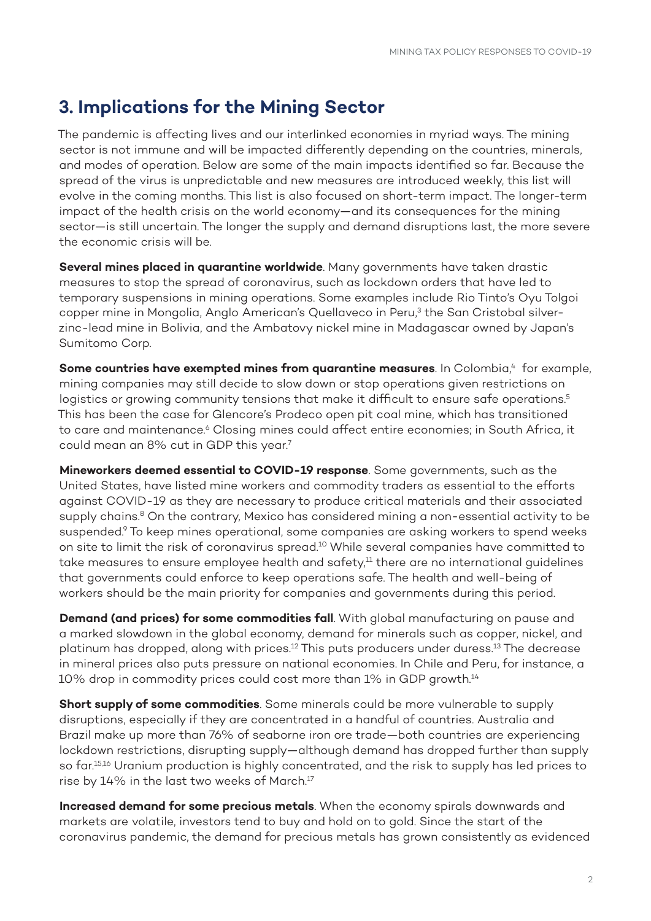## 3. Implications for the Mining Sector

The pandemic is affecting lives and our interlinked economies in myriad ways. The mining sector is not immune and will be impacted differently depending on the countries, minerals, and modes of operation. Below are some of the main impacts identified so far. Because the spread of the virus is unpredictable and new measures are introduced weekly, this list will evolve in the coming months. This list is also focused on short-term impact. The longer-term impact of the health crisis on the world economy—and its consequences for the mining sector—is still uncertain. The longer the supply and demand disruptions last, the more severe the economic crisis will be.

**Several mines placed in quarantine worldwide**. Many governments have taken drastic measures to stop the spread of coronavirus, such as lockdown orders that have led to temporary suspensions in mining operations. Some examples include Rio Tinto's Oyu Tolgoi copper mine in Mongolia, Anglo American's Quellaveco in Peru,[3] the San Cristobal silver-zinc-lead mine in Bolivia, and the Ambatovy nickel mine in Madagascar owned by Japan's Sumitomo Corp.

**Some countries have exempted mines from quarantine measures**. In Colombia,[4] for example, mining companies may still decide to slow down or stop operations given restrictions on logistics or growing community tensions that make it difficult to ensure safe operations.[5] This has been the case for Glencore's Prodeco open pit coal mine, which has transitioned to care and maintenance.[6] Closing mines could affect entire economies; in South Africa, it could mean an 8% cut in GDP this year.[7]

**Mineworkers deemed essential to COVID-19 response**. Some governments, such as the United States, have listed mine workers and commodity traders as essential to the efforts against COVID-19 as they are necessary to produce critical materials and their associated supply chains.[8] On the contrary, Mexico has considered mining a non-essential activity to be suspended.[9] To keep mines operational, some companies are asking workers to spend weeks on site to limit the risk of coronavirus spread.[10] While several companies have committed to take measures to ensure employee health and safety,[11] there are no international guidelines that governments could enforce to keep operations safe. The health and well-being of workers should be the main priority for companies and governments during this period.

**Demand (and prices) for some commodities fall**. With global manufacturing on pause and a marked slowdown in the global economy, demand for minerals such as copper, nickel, and platinum has dropped, along with prices.[12] This puts producers under duress.[13] The decrease in mineral prices also puts pressure on national economies. In Chile and Peru, for instance, a 10% drop in commodity prices could cost more than 1% in GDP growth.[14]

**Short supply of some commodities**. Some minerals could be more vulnerable to supply disruptions, especially if they are concentrated in a handful of countries. Australia and Brazil make up more than 76% of seaborne iron ore trade—both countries are experiencing lockdown restrictions, disrupting supply—although demand has dropped further than supply so far.[15,16] Uranium production is highly concentrated, and the risk to supply has led prices to rise by 14% in the last two weeks of March.[17]

**Increased demand for some precious metals**. When the economy spirals downwards and markets are volatile, investors tend to buy and hold on to gold. Since the start of the coronavirus pandemic, the demand for precious metals has grown consistently as evidenced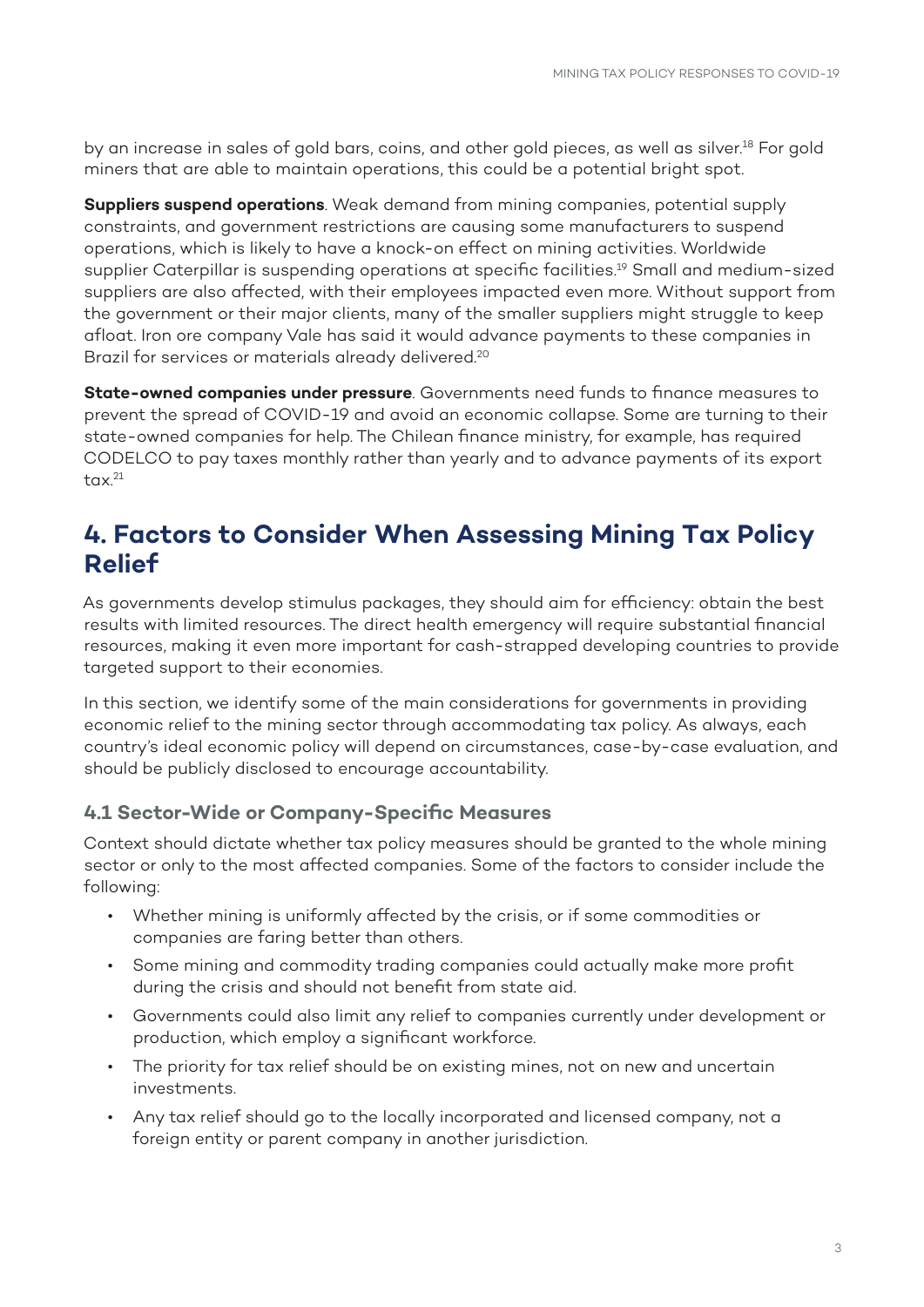by an increase in sales of gold bars, coins, and other gold pieces, as well as silver.[18] For gold miners that are able to maintain operations, this could be a potential bright spot.

**Suppliers suspend operations**. Weak demand from mining companies, potential supply constraints, and government restrictions are causing some manufacturers to suspend operations, which is likely to have a knock-on effect on mining activities. Worldwide supplier Caterpillar is suspending operations at specific facilities.[19] Small and medium-sized suppliers are also affected, with their employees impacted even more. Without support from the government or their major clients, many of the smaller suppliers might struggle to keep afloat. Iron ore company Vale has said it would advance payments to these companies in Brazil for services or materials already delivered.[20]

**State-owned companies under pressure**. Governments need funds to finance measures to prevent the spread of COVID-19 and avoid an economic collapse. Some are turning to their state-owned companies for help. The Chilean finance ministry, for example, has required CODELCO to pay taxes monthly rather than yearly and to advance payments of its export tax.[21]

## 4. Factors to Consider When Assessing Mining Tax Policy Relief

As governments develop stimulus packages, they should aim for efficiency: obtain the best results with limited resources. The direct health emergency will require substantial financial resources, making it even more important for cash-strapped developing countries to provide targeted support to their economies.

In this section, we identify some of the main considerations for governments in providing economic relief to the mining sector through accommodating tax policy. As always, each country's ideal economic policy will depend on circumstances, case-by-case evaluation, and should be publicly disclosed to encourage accountability.

### 4.1 Sector-Wide or Company-Specific Measures

Context should dictate whether tax policy measures should be granted to the whole mining sector or only to the most affected companies. Some of the factors to consider include the following:

- Whether mining is uniformly affected by the crisis, or if some commodities or companies are faring better than others.
- Some mining and commodity trading companies could actually make more profit during the crisis and should not benefit from state aid.
- Governments could also limit any relief to companies currently under development or production, which employ a significant workforce.
- The priority for tax relief should be on existing mines, not on new and uncertain investments.
- Any tax relief should go to the locally incorporated and licensed company, not a foreign entity or parent company in another jurisdiction.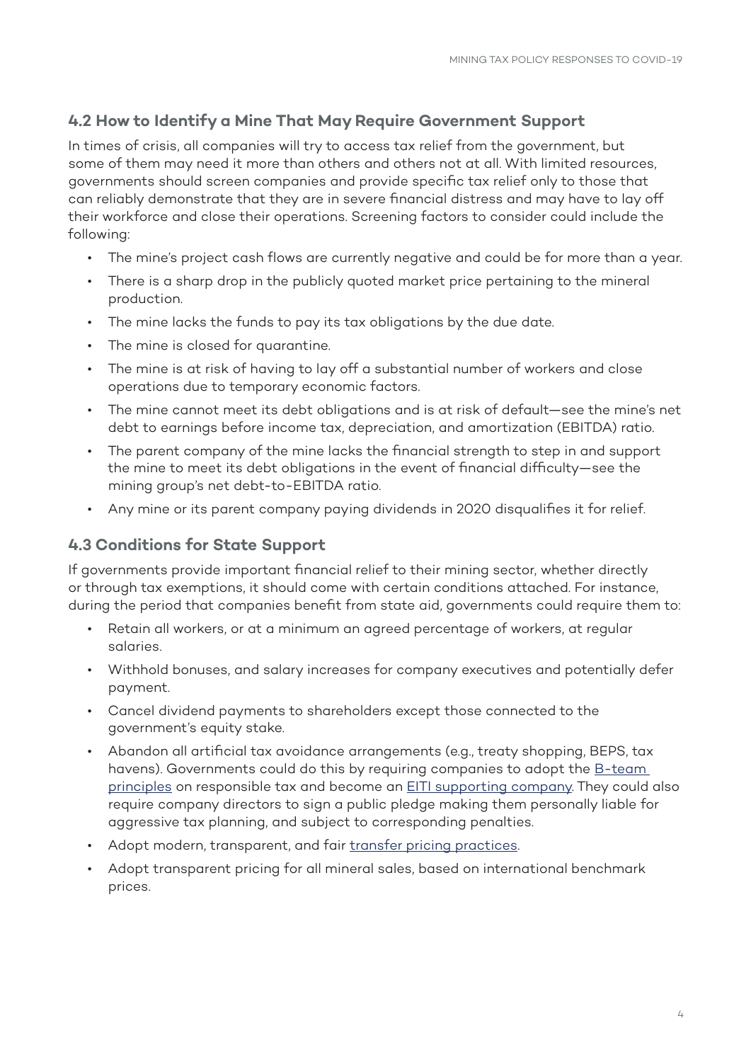## 4.2 How to Identify a Mine That May Require Government Support

In times of crisis, all companies will try to access tax relief from the government, but some of them may need it more than others and others not at all. With limited resources, governments should screen companies and provide specific tax relief only to those that can reliably demonstrate that they are in severe financial distress and may have to lay off their workforce and close their operations. Screening factors to consider could include the following:

- The mine's project cash flows are currently negative and could be for more than a year.
- There is a sharp drop in the publicly quoted market price pertaining to the mineral production.
- The mine lacks the funds to pay its tax obligations by the due date.
- The mine is closed for quarantine.
- The mine is at risk of having to lay off a substantial number of workers and close operations due to temporary economic factors.
- The mine cannot meet its debt obligations and is at risk of default—see the mine's net debt to earnings before income tax, depreciation, and amortization (EBITDA) ratio.
- The parent company of the mine lacks the financial strength to step in and support the mine to meet its debt obligations in the event of financial difficulty—see the mining group's net debt-to-EBITDA ratio.
- Any mine or its parent company paying dividends in 2020 disqualifies it for relief.

## 4.3 Conditions for State Support

If governments provide important financial relief to their mining sector, whether directly or through tax exemptions, it should come with certain conditions attached. For instance, during the period that companies benefit from state aid, governments could require them to:

- Retain all workers, or at a minimum an agreed percentage of workers, at regular salaries.
- Withhold bonuses, and salary increases for company executives and potentially defer payment.
- Cancel dividend payments to shareholders except those connected to the government's equity stake.
- Abandon all artificial tax avoidance arrangements (e.g., treaty shopping, BEPS, tax havens). Governments could do this by requiring companies to adopt the B-team principles on responsible tax and become an EITI supporting company. They could also require company directors to sign a public pledge making them personally liable for aggressive tax planning, and subject to corresponding penalties.
- Adopt modern, transparent, and fair transfer pricing practices.
- Adopt transparent pricing for all mineral sales, based on international benchmark prices.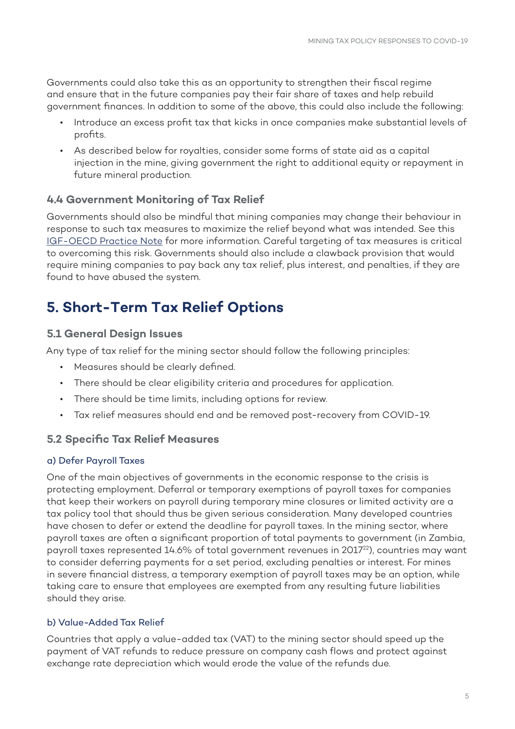Governments could also take this as an opportunity to strengthen their fiscal regime and ensure that in the future companies pay their fair share of taxes and help rebuild government finances. In addition to some of the above, this could also include the following:

- Introduce an excess profit tax that kicks in once companies make substantial levels of profits.
- As described below for royalties, consider some forms of state aid as a capital injection in the mine, giving government the right to additional equity or repayment in future mineral production.

### 4.4 Government Monitoring of Tax Relief

Governments should also be mindful that mining companies may change their behaviour in response to such tax measures to maximize the relief beyond what was intended. See this IGF-OECD Practice Note for more information. Careful targeting of tax measures is critical to overcoming this risk. Governments should also include a clawback provision that would require mining companies to pay back any tax relief, plus interest, and penalties, if they are found to have abused the system.

## 5. Short-Term Tax Relief Options

### 5.1 General Design Issues

Any type of tax relief for the mining sector should follow the following principles:

- Measures should be clearly defined.
- There should be clear eligibility criteria and procedures for application.
- There should be time limits, including options for review.
- Tax relief measures should end and be removed post-recovery from COVID-19.

### 5.2 Specific Tax Relief Measures

#### a) Defer Payroll Taxes

One of the main objectives of governments in the economic response to the crisis is protecting employment. Deferral or temporary exemptions of payroll taxes for companies that keep their workers on payroll during temporary mine closures or limited activity are a tax policy tool that should thus be given serious consideration. Many developed countries have chosen to defer or extend the deadline for payroll taxes. In the mining sector, where payroll taxes are often a significant proportion of total payments to government (in Zambia, payroll taxes represented 14.6% of total government revenues in 2017[22]), countries may want to consider deferring payments for a set period, excluding penalties or interest. For mines in severe financial distress, a temporary exemption of payroll taxes may be an option, while taking care to ensure that employees are exempted from any resulting future liabilities should they arise.

#### b) Value-Added Tax Relief

Countries that apply a value-added tax (VAT) to the mining sector should speed up the payment of VAT refunds to reduce pressure on company cash flows and protect against exchange rate depreciation which would erode the value of the refunds due.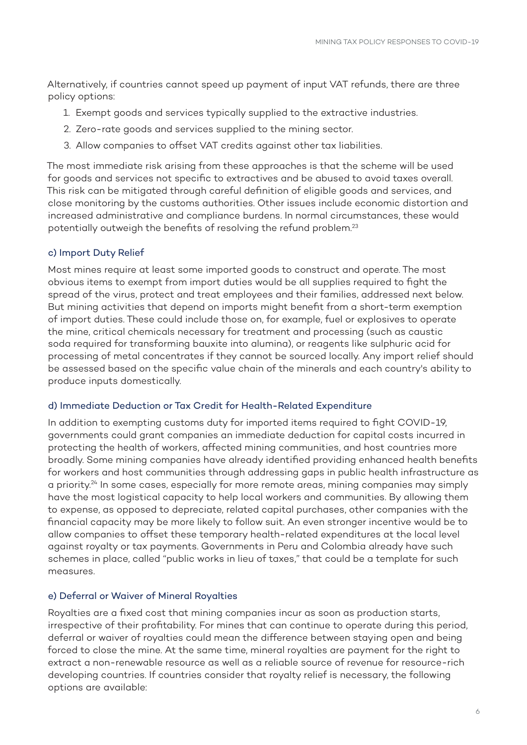Alternatively, if countries cannot speed up payment of input VAT refunds, there are three policy options:

1. Exempt goods and services typically supplied to the extractive industries.
2. Zero-rate goods and services supplied to the mining sector.
3. Allow companies to offset VAT credits against other tax liabilities.

The most immediate risk arising from these approaches is that the scheme will be used for goods and services not specific to extractives and be abused to avoid taxes overall. This risk can be mitigated through careful definition of eligible goods and services, and close monitoring by the customs authorities. Other issues include economic distortion and increased administrative and compliance burdens. In normal circumstances, these would potentially outweigh the benefits of resolving the refund problem.[23]

### c) Import Duty Relief

Most mines require at least some imported goods to construct and operate. The most obvious items to exempt from import duties would be all supplies required to fight the spread of the virus, protect and treat employees and their families, addressed next below. But mining activities that depend on imports might benefit from a short-term exemption of import duties. These could include those on, for example, fuel or explosives to operate the mine, critical chemicals necessary for treatment and processing (such as caustic soda required for transforming bauxite into alumina), or reagents like sulphuric acid for processing of metal concentrates if they cannot be sourced locally. Any import relief should be assessed based on the specific value chain of the minerals and each country's ability to produce inputs domestically.

### d) Immediate Deduction or Tax Credit for Health-Related Expenditure

In addition to exempting customs duty for imported items required to fight COVID-19, governments could grant companies an immediate deduction for capital costs incurred in protecting the health of workers, affected mining communities, and host countries more broadly. Some mining companies have already identified providing enhanced health benefits for workers and host communities through addressing gaps in public health infrastructure as a priority.[24] In some cases, especially for more remote areas, mining companies may simply have the most logistical capacity to help local workers and communities. By allowing them to expense, as opposed to depreciate, related capital purchases, other companies with the financial capacity may be more likely to follow suit. An even stronger incentive would be to allow companies to offset these temporary health-related expenditures at the local level against royalty or tax payments. Governments in Peru and Colombia already have such schemes in place, called "public works in lieu of taxes," that could be a template for such measures.

### e) Deferral or Waiver of Mineral Royalties

Royalties are a fixed cost that mining companies incur as soon as production starts, irrespective of their profitability. For mines that can continue to operate during this period, deferral or waiver of royalties could mean the difference between staying open and being forced to close the mine. At the same time, mineral royalties are payment for the right to extract a non-renewable resource as well as a reliable source of revenue for resource-rich developing countries. If countries consider that royalty relief is necessary, the following options are available: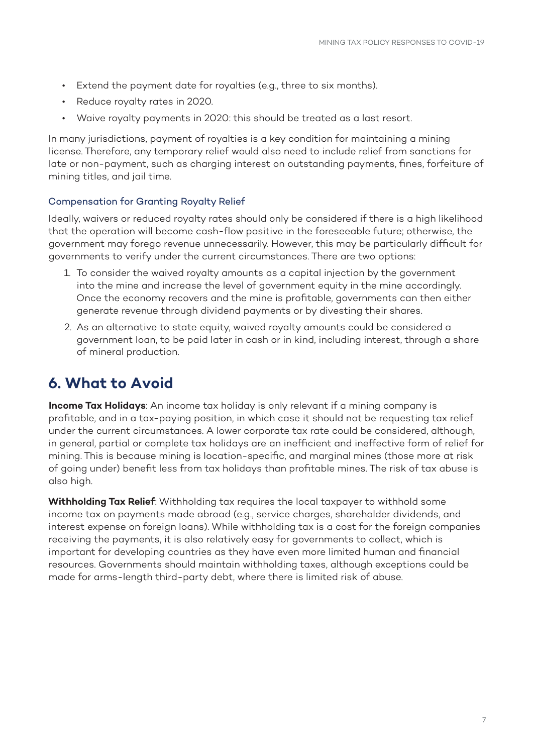- Extend the payment date for royalties (e.g., three to six months).
- Reduce royalty rates in 2020.
- Waive royalty payments in 2020: this should be treated as a last resort.

In many jurisdictions, payment of royalties is a key condition for maintaining a mining license. Therefore, any temporary relief would also need to include relief from sanctions for late or non-payment, such as charging interest on outstanding payments, fines, forfeiture of mining titles, and jail time.

### Compensation for Granting Royalty Relief

Ideally, waivers or reduced royalty rates should only be considered if there is a high likelihood that the operation will become cash-flow positive in the foreseeable future; otherwise, the government may forego revenue unnecessarily. However, this may be particularly difficult for governments to verify under the current circumstances. There are two options:

1. To consider the waived royalty amounts as a capital injection by the government into the mine and increase the level of government equity in the mine accordingly. Once the economy recovers and the mine is profitable, governments can then either generate revenue through dividend payments or by divesting their shares.
2. As an alternative to state equity, waived royalty amounts could be considered a government loan, to be paid later in cash or in kind, including interest, through a share of mineral production.

## 6. What to Avoid

**Income Tax Holidays**: An income tax holiday is only relevant if a mining company is profitable, and in a tax-paying position, in which case it should not be requesting tax relief under the current circumstances. A lower corporate tax rate could be considered, although, in general, partial or complete tax holidays are an inefficient and ineffective form of relief for mining. This is because mining is location-specific, and marginal mines (those more at risk of going under) benefit less from tax holidays than profitable mines. The risk of tax abuse is also high.

**Withholding Tax Relief**: Withholding tax requires the local taxpayer to withhold some income tax on payments made abroad (e.g., service charges, shareholder dividends, and interest expense on foreign loans). While withholding tax is a cost for the foreign companies receiving the payments, it is also relatively easy for governments to collect, which is important for developing countries as they have even more limited human and financial resources. Governments should maintain withholding taxes, although exceptions could be made for arms-length third-party debt, where there is limited risk of abuse.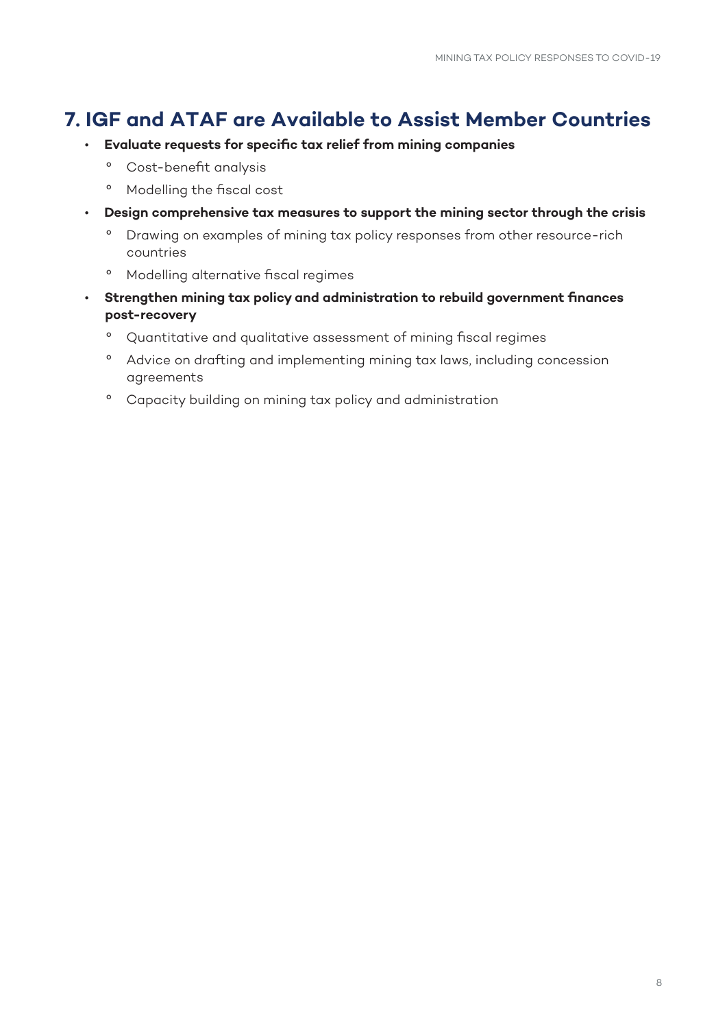## 7. IGF and ATAF are Available to Assist Member Countries

- **Evaluate requests for specific tax relief from mining companies**
  - Cost-benefit analysis
  - Modelling the fiscal cost
- **Design comprehensive tax measures to support the mining sector through the crisis**
  - Drawing on examples of mining tax policy responses from other resource-rich countries
  - Modelling alternative fiscal regimes
- **Strengthen mining tax policy and administration to rebuild government finances post-recovery**
  - Quantitative and qualitative assessment of mining fiscal regimes
  - Advice on drafting and implementing mining tax laws, including concession agreements
  - Capacity building on mining tax policy and administration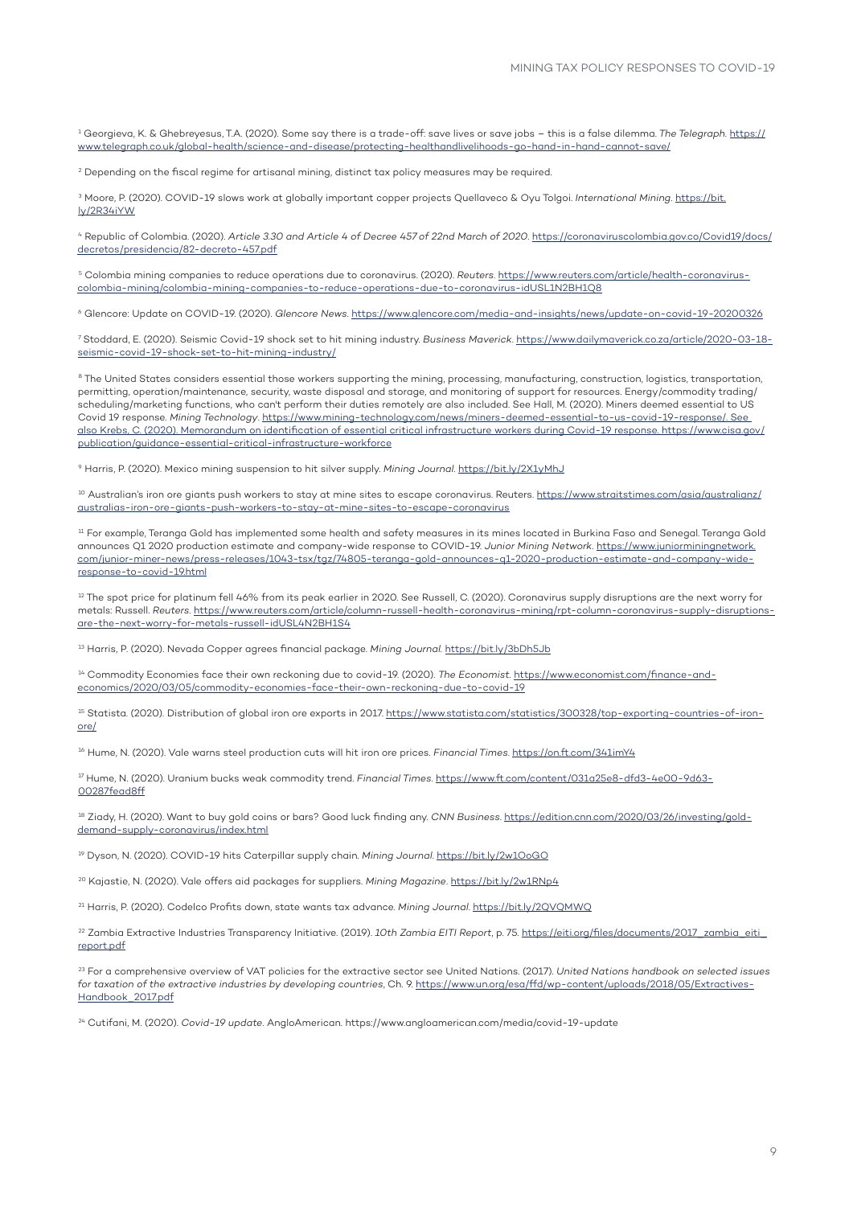[1] Georgieva, K. & Ghebreyesus, T.A. (2020). Some say there is a trade-off: save lives or save jobs – this is a false dilemma. *The Telegraph.* https://www.telegraph.co.uk/global-health/science-and-disease/protecting-healthandlivelihoods-go-hand-in-hand-cannot-save/

[2] Depending on the fiscal regime for artisanal mining, distinct tax policy measures may be required.

[3] Moore, P. (2020). COVID-19 slows work at globally important copper projects Quellaveco & Oyu Tolgoi. *International Mining.* https://bit.ly/2R34iYW

[4] Republic of Colombia. (2020). *Article 3.30 and Article 4 of Decree 457 of 22nd March of 2020*. https://coronaviruscolombia.gov.co/Covid19/docs/decretos/presidencia/82-decreto-457.pdf

[5] Colombia mining companies to reduce operations due to coronavirus. (2020). *Reuters.* https://www.reuters.com/article/health-coronavirus-colombia-mining/colombia-mining-companies-to-reduce-operations-due-to-coronavirus-idUSL1N2BH1Q8

[6] Glencore: Update on COVID-19. (2020). *Glencore News.* https://www.glencore.com/media-and-insights/news/update-on-covid-19-20200326

[7] Stoddard, E. (2020). Seismic Covid-19 shock set to hit mining industry. *Business Maverick*. https://www.dailymaverick.co.za/article/2020-03-18-seismic-covid-19-shock-set-to-hit-mining-industry/

[8] The United States considers essential those workers supporting the mining, processing, manufacturing, construction, logistics, transportation, permitting, operation/maintenance, security, waste disposal and storage, and monitoring of support for resources. Energy/commodity trading/scheduling/marketing functions, who can't perform their duties remotely are also included. See Hall, M. (2020). Miners deemed essential to US Covid 19 response. *Mining Technology*. https://www.mining-technology.com/news/miners-deemed-essential-to-us-covid-19-response/. See also Krebs, C. (2020). Memorandum on identification of essential critical infrastructure workers during Covid-19 response. https://www.cisa.gov/publication/guidance-essential-critical-infrastructure-workforce

[9] Harris, P. (2020). Mexico mining suspension to hit silver supply. *Mining Journal.* https://bit.ly/2X1yMhJ

[10] Australian's iron ore giants push workers to stay at mine sites to escape coronavirus. Reuters. https://www.straitstimes.com/asia/australianz/australias-iron-ore-giants-push-workers-to-stay-at-mine-sites-to-escape-coronavirus

[11] For example, Teranga Gold has implemented some health and safety measures in its mines located in Burkina Faso and Senegal. Teranga Gold announces Q1 2020 production estimate and company-wide response to COVID-19. *Junior Mining Network*. https://www.juniorminingnetwork.com/junior-miner-news/press-releases/1043-tsx/tgz/74805-teranga-gold-announces-q1-2020-production-estimate-and-company-wide-response-to-covid-19.html

[12] The spot price for platinum fell 46% from its peak earlier in 2020. See Russell, C. (2020). Coronavirus supply disruptions are the next worry for metals: Russell. *Reuters*. https://www.reuters.com/article/column-russell-health-coronavirus-mining/rpt-column-coronavirus-supply-disruptions-are-the-next-worry-for-metals-russell-idUSL4N2BH1S4

[13] Harris, P. (2020). Nevada Copper agrees financial package. *Mining Journal.* https://bit.ly/3bDh5Jb

[14] Commodity Economies face their own reckoning due to covid-19. (2020). *The Economist*. https://www.economist.com/finance-and-economics/2020/03/05/commodity-economies-face-their-own-reckoning-due-to-covid-19

[15] Statista. (2020). Distribution of global iron ore exports in 2017. https://www.statista.com/statistics/300328/top-exporting-countries-of-iron-ore/

[16] Hume, N. (2020). Vale warns steel production cuts will hit iron ore prices. *Financial Times*. https://on.ft.com/341imY4

[17] Hume, N. (2020). Uranium bucks weak commodity trend. *Financial Times*. https://www.ft.com/content/031a25e8-dfd3-4e00-9d63-00287fead8ff

[18] Ziady, H. (2020). Want to buy gold coins or bars? Good luck finding any. *CNN Business*. https://edition.cnn.com/2020/03/26/investing/gold-demand-supply-coronavirus/index.html

[19] Dyson, N. (2020). COVID-19 hits Caterpillar supply chain. *Mining Journal*. https://bit.ly/2w1OoGO

[20] Kajastie, N. (2020). Vale offers aid packages for suppliers. *Mining Magazine*. https://bit.ly/2w1RNp4

[21] Harris, P. (2020). Codelco Profits down, state wants tax advance. *Mining Journal.* https://bit.ly/2QVQMWQ

[22] Zambia Extractive Industries Transparency Initiative. (2019). *10th Zambia EITI Report*, p. 75. https://eiti.org/files/documents/2017_zambia_eiti_report.pdf

[23] For a comprehensive overview of VAT policies for the extractive sector see United Nations. (2017). *United Nations handbook on selected issues for taxation of the extractive industries by developing countries*, Ch. 9. https://www.un.org/esa/ffd/wp-content/uploads/2018/05/Extractives-Handbook_2017.pdf

[24] Cutifani, M. (2020). *Covid-19 update*. AngloAmerican. https://www.angloamerican.com/media/covid-19-update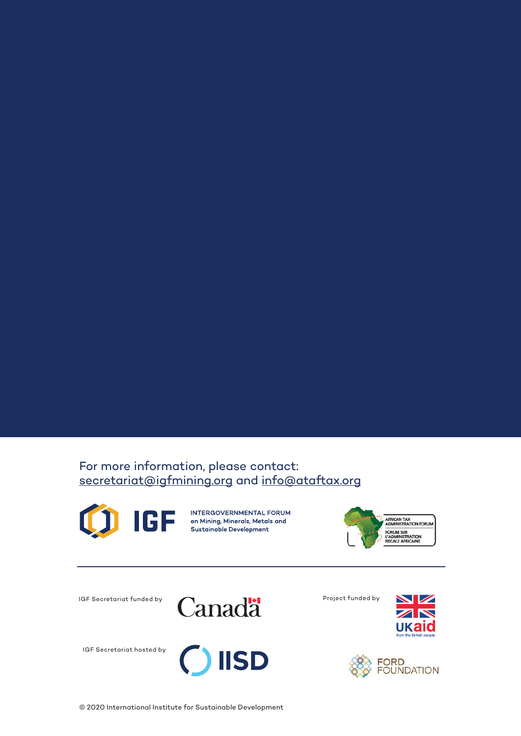For more information, please contact:
secretariat@igfmining.org and info@ataftax.org

IGF

INTERGOVERNMENTAL FORUM
on Mining, Minerals, Metals and
Sustainable Development

AFRICAN TAX ADMINISTRATION FORUM
FORUM SUR L'ADMINISTRATION FISCALE AFRICAINE

IGF Secretariat funded by

Canadä

Project funded by

UKaid
from the British people

IGF Secretariat hosted by

IISD

FORD FOUNDATION

© 2020 International Institute for Sustainable Development